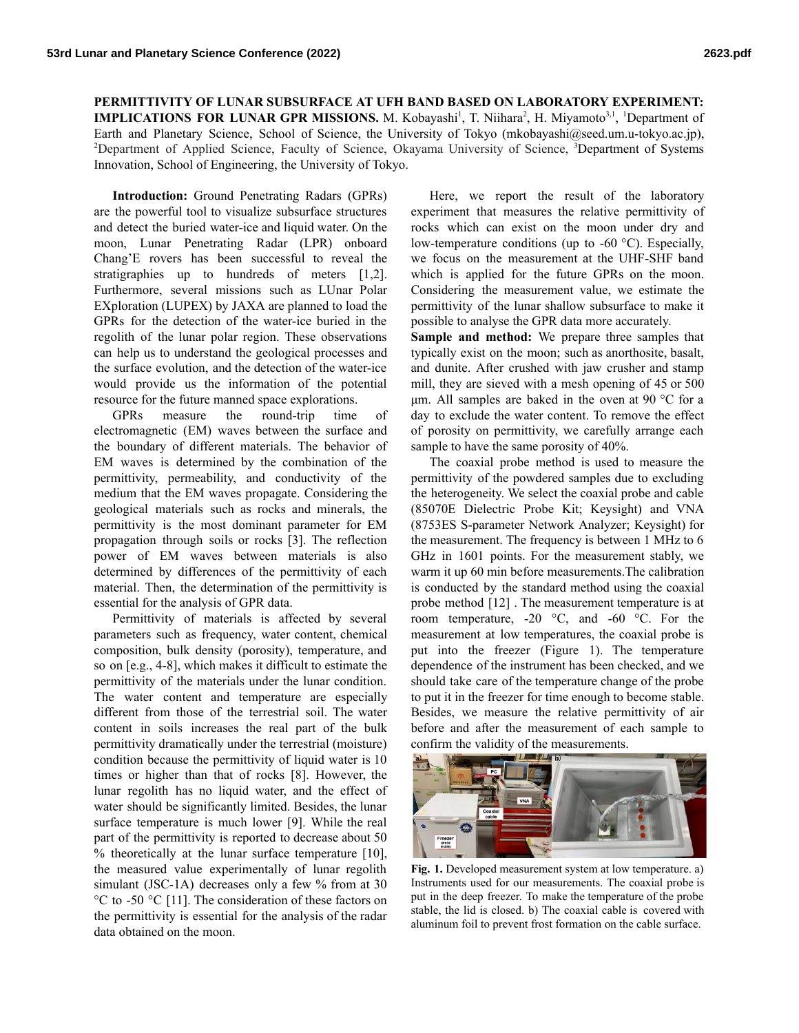**PERMITTIVITY OF LUNAR SUBSURFACE AT UFH BAND BASED ON LABORATORY EXPERIMENT: IMPLICATIONS FOR LUNAR GPR MISSIONS.** M. Kobayashi[1], T. Niihara[2], H. Miyamoto[3,1], [1]Department of Earth and Planetary Science, School of Science, the University of Tokyo (mkobayashi@seed.um.u-tokyo.ac.jp), [2]Department of Applied Science, Faculty of Science, Okayama University of Science, [3]Department of Systems Innovation, School of Engineering, the University of Tokyo.

**Introduction:** Ground Penetrating Radars (GPRs) are the powerful tool to visualize subsurface structures and detect the buried water-ice and liquid water. On the moon, Lunar Penetrating Radar (LPR) onboard Chang'E rovers has been successful to reveal the stratigraphies up to hundreds of meters [1,2]. Furthermore, several missions such as LUnar Polar EXploration (LUPEX) by JAXA are planned to load the GPRs for the detection of the water-ice buried in the regolith of the lunar polar region. These observations can help us to understand the geological processes and the surface evolution, and the detection of the water-ice would provide us the information of the potential resource for the future manned space explorations.

GPRs measure the round-trip time of electromagnetic (EM) waves between the surface and the boundary of different materials. The behavior of EM waves is determined by the combination of the permittivity, permeability, and conductivity of the medium that the EM waves propagate. Considering the geological materials such as rocks and minerals, the permittivity is the most dominant parameter for EM propagation through soils or rocks [3]. The reflection power of EM waves between materials is also determined by differences of the permittivity of each material. Then, the determination of the permittivity is essential for the analysis of GPR data.

Permittivity of materials is affected by several parameters such as frequency, water content, chemical composition, bulk density (porosity), temperature, and so on [e.g., 4-8], which makes it difficult to estimate the permittivity of the materials under the lunar condition. The water content and temperature are especially different from those of the terrestrial soil. The water content in soils increases the real part of the bulk permittivity dramatically under the terrestrial (moisture) condition because the permittivity of liquid water is 10 times or higher than that of rocks [8]. However, the lunar regolith has no liquid water, and the effect of water should be significantly limited. Besides, the lunar surface temperature is much lower [9]. While the real part of the permittivity is reported to decrease about 50 % theoretically at the lunar surface temperature [10], the measured value experimentally of lunar regolith simulant (JSC-1A) decreases only a few % from at 30 °C to -50 °C [11]. The consideration of these factors on the permittivity is essential for the analysis of the radar data obtained on the moon.

Here, we report the result of the laboratory experiment that measures the relative permittivity of rocks which can exist on the moon under dry and low-temperature conditions (up to -60 °C). Especially, we focus on the measurement at the UHF-SHF band which is applied for the future GPRs on the moon. Considering the measurement value, we estimate the permittivity of the lunar shallow subsurface to make it possible to analyse the GPR data more accurately.

**Sample and method:** We prepare three samples that typically exist on the moon; such as anorthosite, basalt, and dunite. After crushed with jaw crusher and stamp mill, they are sieved with a mesh opening of 45 or 500 μm. All samples are baked in the oven at 90 °C for a day to exclude the water content. To remove the effect of porosity on permittivity, we carefully arrange each sample to have the same porosity of 40%.

The coaxial probe method is used to measure the permittivity of the powdered samples due to excluding the heterogeneity. We select the coaxial probe and cable (85070E Dielectric Probe Kit; Keysight) and VNA (8753ES S-parameter Network Analyzer; Keysight) for the measurement. The frequency is between 1 MHz to 6 GHz in 1601 points. For the measurement stably, we warm it up 60 min before measurements.The calibration is conducted by the standard method using the coaxial probe method [12] . The measurement temperature is at room temperature, -20 °C, and -60 °C. For the measurement at low temperatures, the coaxial probe is put into the freezer (Figure 1). The temperature dependence of the instrument has been checked, and we should take care of the temperature change of the probe to put it in the freezer for time enough to become stable. Besides, we measure the relative permittivity of air before and after the measurement of each sample to confirm the validity of the measurements.

**Fig. 1.** Developed measurement system at low temperature. a) Instruments used for our measurements. The coaxial probe is put in the deep freezer. To make the temperature of the probe stable, the lid is closed. b) The coaxial cable is covered with aluminum foil to prevent frost formation on the cable surface.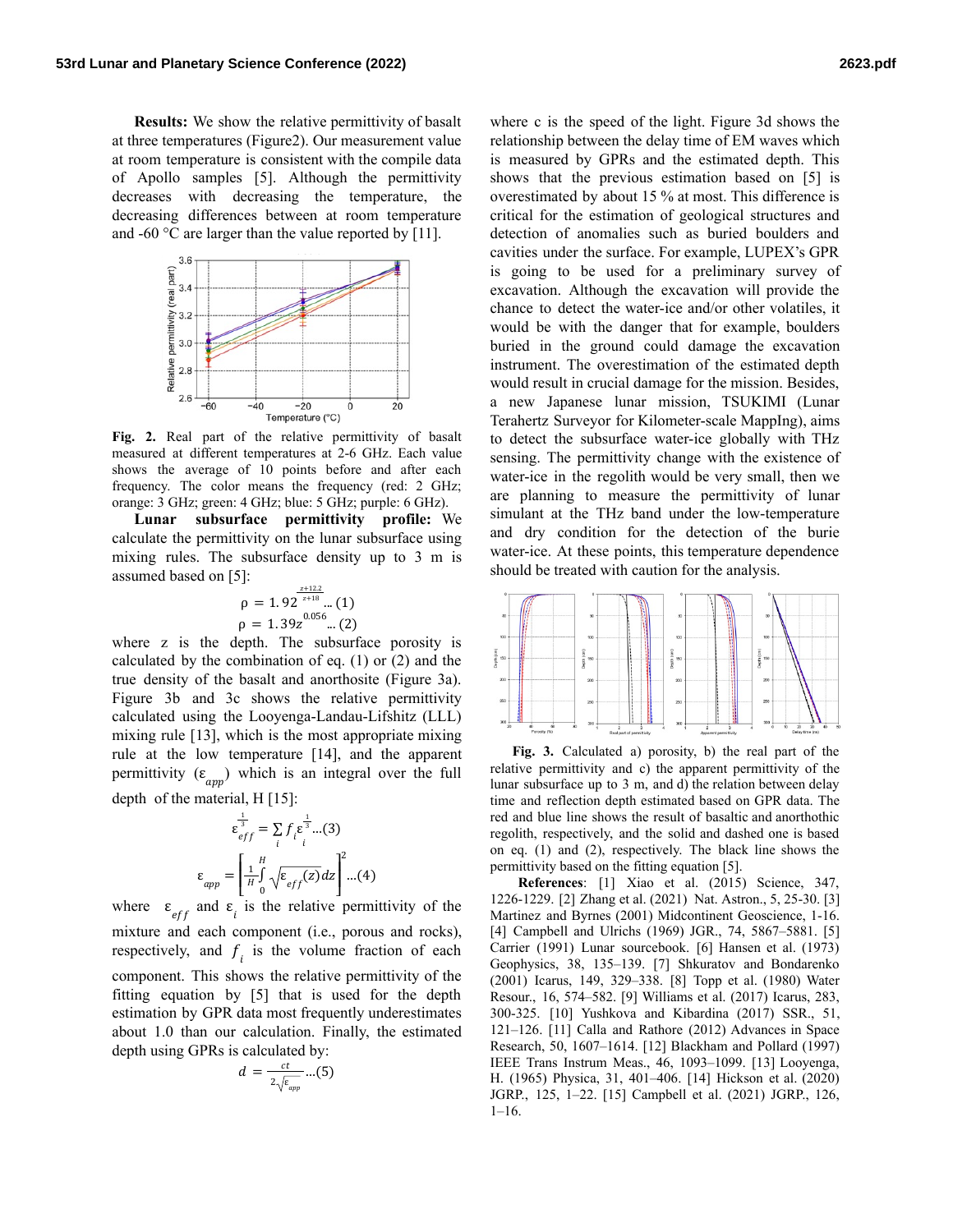**Results:** We show the relative permittivity of basalt at three temperatures (Figure2). Our measurement value at room temperature is consistent with the compile data of Apollo samples [5]. Although the permittivity decreases with decreasing the temperature, the decreasing differences between at room temperature and -60 °C are larger than the value reported by [11].

Relative permittivity (real part)
3.6
3.4
3.2
3.0
2.8
2.6
−60
−40
−20
0
20
Temperature (°C)

**Fig. 2.** Real part of the relative permittivity of basalt measured at different temperatures at 2-6 GHz. Each value shows the average of 10 points before and after each frequency. The color means the frequency (red: 2 GHz; orange: 3 GHz; green: 4 GHz; blue: 5 GHz; purple: 6 GHz).

**Lunar subsurface permittivity profile:** We calculate the permittivity on the lunar subsurface using mixing rules. The subsurface density up to 3 m is assumed based on [5]:

$$\rho = 1.92^{\frac{z+12.2}{z+18}} \ldots (1)$$

$$\rho = 1.39z^{0.056} \ldots (2)$$

where z is the depth. The subsurface porosity is calculated by the combination of eq. (1) or (2) and the true density of the basalt and anorthosite (Figure 3a). Figure 3b and 3c shows the relative permittivity calculated using the Looyenga-Landau-Lifshitz (LLL) mixing rule [13], which is the most appropriate mixing rule at the low temperature [14], and the apparent permittivity ($\varepsilon_{app}$) which is an integral over the full depth of the material, H [15]:

$$\varepsilon_{eff}^{\frac{1}{3}} = \sum_i f_i \varepsilon_i^{\frac{1}{3}} \ldots (3)$$

$$\varepsilon_{app} = \left[\frac{1}{H}\int_0^H \sqrt{\varepsilon_{eff}(z)}\,dz\right]^2 \ldots (4)$$

where $\varepsilon_{eff}$ and $\varepsilon_i$ is the relative permittivity of the mixture and each component (i.e., porous and rocks), respectively, and $f_i$ is the volume fraction of each component. This shows the relative permittivity of the fitting equation by [5] that is used for the depth estimation by GPR data most frequently underestimates about 1.0 than our calculation. Finally, the estimated depth using GPRs is calculated by:

$$d = \frac{ct}{2\sqrt{\varepsilon_{app}}} \ldots (5)$$

where c is the speed of the light. Figure 3d shows the relationship between the delay time of EM waves which is measured by GPRs and the estimated depth. This shows that the previous estimation based on [5] is overestimated by about 15 % at most. This difference is critical for the estimation of geological structures and detection of anomalies such as buried boulders and cavities under the surface. For example, LUPEX's GPR is going to be used for a preliminary survey of excavation. Although the excavation will provide the chance to detect the water-ice and/or other volatiles, it would be with the danger that for example, boulders buried in the ground could damage the excavation instrument. The overestimation of the estimated depth would result in crucial damage for the mission. Besides, a new Japanese lunar mission, TSUKIMI (Lunar Terahertz Surveyor for Kilometer-scale MappIng), aims to detect the subsurface water-ice globally with THz sensing. The permittivity change with the existence of water-ice in the regolith would be very small, then we are planning to measure the permittivity of lunar simulant at the THz band under the low-temperature and dry condition for the detection of the burie water-ice. At these points, this temperature dependence should be treated with caution for the analysis.

**Fig. 3.** Calculated a) porosity, b) the real part of the relative permittivity and c) the apparent permittivity of the lunar subsurface up to 3 m, and d) the relation between delay time and reflection depth estimated based on GPR data. The red and blue line shows the result of basaltic and anorthothic regolith, respectively, and the solid and dashed one is based on eq. (1) and (2), respectively. The black line shows the permittivity based on the fitting equation [5].

**References**: [1] Xiao et al. (2015) Science, 347, 1226-1229. [2] Zhang et al. (2021) Nat. Astron., 5, 25-30. [3] Martinez and Byrnes (2001) Midcontinent Geoscience, 1-16. [4] Campbell and Ulrichs (1969) JGR., 74, 5867–5881. [5] Carrier (1991) Lunar sourcebook. [6] Hansen et al. (1973) Geophysics, 38, 135–139. [7] Shkuratov and Bondarenko (2001) Icarus, 149, 329–338. [8] Topp et al. (1980) Water Resour., 16, 574–582. [9] Williams et al. (2017) Icarus, 283, 300-325. [10] Yushkova and Kibardina (2017) SSR., 51, 121–126. [11] Calla and Rathore (2012) Advances in Space Research, 50, 1607–1614. [12] Blackham and Pollard (1997) IEEE Trans Instrum Meas., 46, 1093–1099. [13] Looyenga, H. (1965) Physica, 31, 401–406. [14] Hickson et al. (2020) JGRP., 125, 1–22. [15] Campbell et al. (2021) JGRP., 126, 1–16.